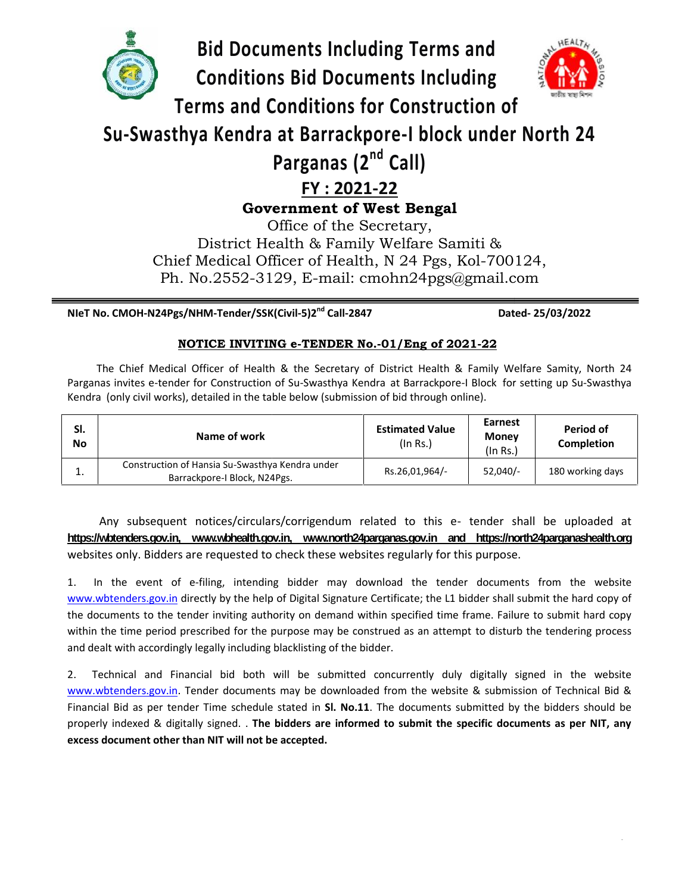# Bid Documents Including Terms and Conditions Bid Documents Including Terms and Conditions for Construction of Su-Swasthya Kendra at Barrackpore-I block under North 24 Parganas (2nd Call)

## FY : 2021-22

**Government of West Bengal**

Office of the Secretary,
District Health & Family Welfare Samiti &
Chief Medical Officer of Health, N 24 Pgs, Kol-700124,
Ph. No.2552-3129, E-mail: cmohn24pgs@gmail.com

---

**NIeT No. CMOH-N24Pgs/NHM-Tender/SSK(Civil-5)2nd Call-2847** **Dated- 25/03/2022**

### NOTICE INVITING e-TENDER No.-01/Eng of 2021-22

The Chief Medical Officer of Health & the Secretary of District Health & Family Welfare Samity, North 24 Parganas invites e-tender for Construction of Su-Swasthya Kendra at Barrackpore-I Block for setting up Su-Swasthya Kendra (only civil works), detailed in the table below (submission of bid through online).

| Sl. No | Name of work | Estimated Value (In Rs.) | Earnest Money (In Rs.) | Period of Completion |
|---|---|---|---|---|
| 1. | Construction of Hansia Su-Swasthya Kendra under Barrackpore-I Block, N24Pgs. | Rs.26,01,964/- | 52,040/- | 180 working days |

Any subsequent notices/circulars/corrigendum related to this e- tender shall be uploaded at **https://wbtenders.gov.in, www.wbhealth.gov.in, www.north24parganas.gov.in and https://north24parganashealth.org** websites only. Bidders are requested to check these websites regularly for this purpose.

1. In the event of e-filing, intending bidder may download the tender documents from the website www.wbtenders.gov.in directly by the help of Digital Signature Certificate; the L1 bidder shall submit the hard copy of the documents to the tender inviting authority on demand within specified time frame. Failure to submit hard copy within the time period prescribed for the purpose may be construed as an attempt to disturb the tendering process and dealt with accordingly legally including blacklisting of the bidder.

2. Technical and Financial bid both will be submitted concurrently duly digitally signed in the website www.wbtenders.gov.in. Tender documents may be downloaded from the website & submission of Technical Bid & Financial Bid as per tender Time schedule stated in **Sl. No.11**. The documents submitted by the bidders should be properly indexed & digitally signed. . **The bidders are informed to submit the specific documents as per NIT, any excess document other than NIT will not be accepted.**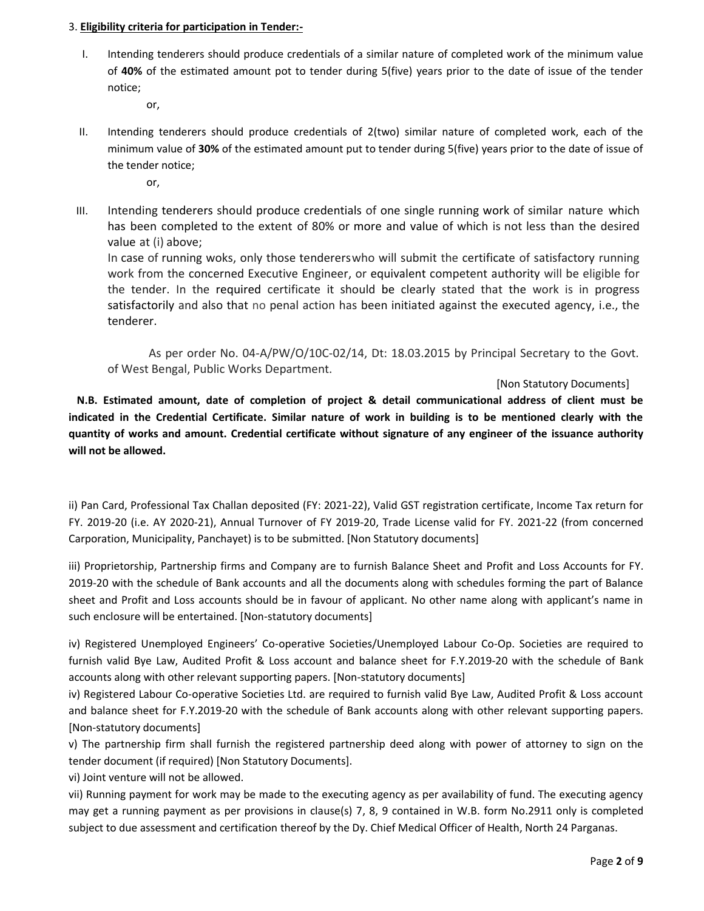3. **Eligibility criteria for participation in Tender:-**

I. Intending tenderers should produce credentials of a similar nature of completed work of the minimum value of **40%** of the estimated amount pot to tender during 5(five) years prior to the date of issue of the tender notice;

or,

II. Intending tenderers should produce credentials of 2(two) similar nature of completed work, each of the minimum value of **30%** of the estimated amount put to tender during 5(five) years prior to the date of issue of the tender notice;

or,

III. Intending tenderers should produce credentials of one single running work of similar nature which has been completed to the extent of 80% or more and value of which is not less than the desired value at (i) above;

In case of running woks, only those tendererswho will submit the certificate of satisfactory running work from the concerned Executive Engineer, or equivalent competent authority will be eligible for the tender. In the required certificate it should be clearly stated that the work is in progress satisfactorily and also that no penal action has been initiated against the executed agency, i.e., the tenderer.

As per order No. 04-A/PW/O/10C-02/14, Dt: 18.03.2015 by Principal Secretary to the Govt. of West Bengal, Public Works Department.

[Non Statutory Documents]

**N.B. Estimated amount, date of completion of project & detail communicational address of client must be indicated in the Credential Certificate. Similar nature of work in building is to be mentioned clearly with the quantity of works and amount. Credential certificate without signature of any engineer of the issuance authority will not be allowed.**

ii) Pan Card, Professional Tax Challan deposited (FY: 2021-22), Valid GST registration certificate, Income Tax return for FY. 2019-20 (i.e. AY 2020-21), Annual Turnover of FY 2019-20, Trade License valid for FY. 2021-22 (from concerned Carporation, Municipality, Panchayet) is to be submitted. [Non Statutory documents]

iii) Proprietorship, Partnership firms and Company are to furnish Balance Sheet and Profit and Loss Accounts for FY. 2019-20 with the schedule of Bank accounts and all the documents along with schedules forming the part of Balance sheet and Profit and Loss accounts should be in favour of applicant. No other name along with applicant's name in such enclosure will be entertained. [Non-statutory documents]

iv) Registered Unemployed Engineers' Co-operative Societies/Unemployed Labour Co-Op. Societies are required to furnish valid Bye Law, Audited Profit & Loss account and balance sheet for F.Y.2019-20 with the schedule of Bank accounts along with other relevant supporting papers. [Non-statutory documents]

iv) Registered Labour Co-operative Societies Ltd. are required to furnish valid Bye Law, Audited Profit & Loss account and balance sheet for F.Y.2019-20 with the schedule of Bank accounts along with other relevant supporting papers. [Non-statutory documents]

v) The partnership firm shall furnish the registered partnership deed along with power of attorney to sign on the tender document (if required) [Non Statutory Documents].

vi) Joint venture will not be allowed.

vii) Running payment for work may be made to the executing agency as per availability of fund. The executing agency may get a running payment as per provisions in clause(s) 7, 8, 9 contained in W.B. form No.2911 only is completed subject to due assessment and certification thereof by the Dy. Chief Medical Officer of Health, North 24 Parganas.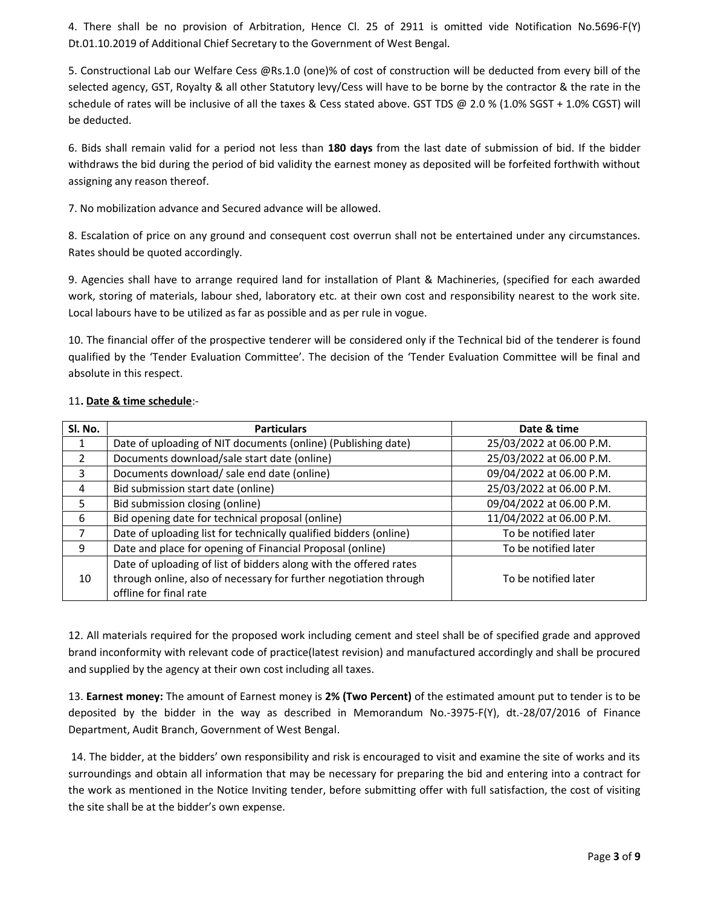4. There shall be no provision of Arbitration, Hence Cl. 25 of 2911 is omitted vide Notification No.5696-F(Y) Dt.01.10.2019 of Additional Chief Secretary to the Government of West Bengal.

5. Constructional Lab our Welfare Cess @Rs.1.0 (one)% of cost of construction will be deducted from every bill of the selected agency, GST, Royalty & all other Statutory levy/Cess will have to be borne by the contractor & the rate in the schedule of rates will be inclusive of all the taxes & Cess stated above. GST TDS @ 2.0 % (1.0% SGST + 1.0% CGST) will be deducted.

6. Bids shall remain valid for a period not less than **180 days** from the last date of submission of bid. If the bidder withdraws the bid during the period of bid validity the earnest money as deposited will be forfeited forthwith without assigning any reason thereof.

7. No mobilization advance and Secured advance will be allowed.

8. Escalation of price on any ground and consequent cost overrun shall not be entertained under any circumstances. Rates should be quoted accordingly.

9. Agencies shall have to arrange required land for installation of Plant & Machineries, (specified for each awarded work, storing of materials, labour shed, laboratory etc. at their own cost and responsibility nearest to the work site. Local labours have to be utilized as far as possible and as per rule in vogue.

10. The financial offer of the prospective tenderer will be considered only if the Technical bid of the tenderer is found qualified by the 'Tender Evaluation Committee'. The decision of the 'Tender Evaluation Committee will be final and absolute in this respect.

11**. <u>Date & time schedule</u>**:-

| Sl. No. | Particulars | Date & time |
|---|---|---|
| 1 | Date of uploading of NIT documents (online) (Publishing date) | 25/03/2022 at 06.00 P.M. |
| 2 | Documents download/sale start date (online) | 25/03/2022 at 06.00 P.M. |
| 3 | Documents download/ sale end date (online) | 09/04/2022 at 06.00 P.M. |
| 4 | Bid submission start date (online) | 25/03/2022 at 06.00 P.M. |
| 5 | Bid submission closing (online) | 09/04/2022 at 06.00 P.M. |
| 6 | Bid opening date for technical proposal (online) | 11/04/2022 at 06.00 P.M. |
| 7 | Date of uploading list for technically qualified bidders (online) | To be notified later |
| 9 | Date and place for opening of Financial Proposal (online) | To be notified later |
| 10 | Date of uploading of list of bidders along with the offered rates through online, also of necessary for further negotiation through offline for final rate | To be notified later |

12. All materials required for the proposed work including cement and steel shall be of specified grade and approved brand inconformity with relevant code of practice(latest revision) and manufactured accordingly and shall be procured and supplied by the agency at their own cost including all taxes.

13. **Earnest money:** The amount of Earnest money is **2% (Two Percent)** of the estimated amount put to tender is to be deposited by the bidder in the way as described in Memorandum No.-3975-F(Y), dt.-28/07/2016 of Finance Department, Audit Branch, Government of West Bengal.

14. The bidder, at the bidders' own responsibility and risk is encouraged to visit and examine the site of works and its surroundings and obtain all information that may be necessary for preparing the bid and entering into a contract for the work as mentioned in the Notice Inviting tender, before submitting offer with full satisfaction, the cost of visiting the site shall be at the bidder's own expense.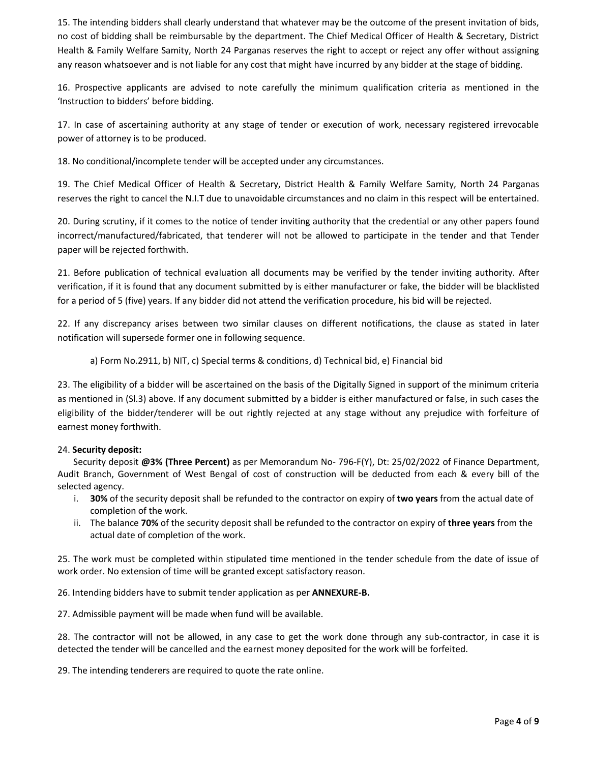15. The intending bidders shall clearly understand that whatever may be the outcome of the present invitation of bids, no cost of bidding shall be reimbursable by the department. The Chief Medical Officer of Health & Secretary, District Health & Family Welfare Samity, North 24 Parganas reserves the right to accept or reject any offer without assigning any reason whatsoever and is not liable for any cost that might have incurred by any bidder at the stage of bidding.

16. Prospective applicants are advised to note carefully the minimum qualification criteria as mentioned in the 'Instruction to bidders' before bidding.

17. In case of ascertaining authority at any stage of tender or execution of work, necessary registered irrevocable power of attorney is to be produced.

18. No conditional/incomplete tender will be accepted under any circumstances.

19. The Chief Medical Officer of Health & Secretary, District Health & Family Welfare Samity, North 24 Parganas reserves the right to cancel the N.I.T due to unavoidable circumstances and no claim in this respect will be entertained.

20. During scrutiny, if it comes to the notice of tender inviting authority that the credential or any other papers found incorrect/manufactured/fabricated, that tenderer will not be allowed to participate in the tender and that Tender paper will be rejected forthwith.

21. Before publication of technical evaluation all documents may be verified by the tender inviting authority. After verification, if it is found that any document submitted by is either manufacturer or fake, the bidder will be blacklisted for a period of 5 (five) years. If any bidder did not attend the verification procedure, his bid will be rejected.

22. If any discrepancy arises between two similar clauses on different notifications, the clause as stated in later notification will supersede former one in following sequence.

a) Form No.2911, b) NIT, c) Special terms & conditions, d) Technical bid, e) Financial bid

23. The eligibility of a bidder will be ascertained on the basis of the Digitally Signed in support of the minimum criteria as mentioned in (Sl.3) above. If any document submitted by a bidder is either manufactured or false, in such cases the eligibility of the bidder/tenderer will be out rightly rejected at any stage without any prejudice with forfeiture of earnest money forthwith.

24. **Security deposit:**

Security deposit **@3% (Three Percent)** as per Memorandum No- 796-F(Y), Dt: 25/02/2022 of Finance Department, Audit Branch, Government of West Bengal of cost of construction will be deducted from each & every bill of the selected agency.

i. **30%** of the security deposit shall be refunded to the contractor on expiry of **two years** from the actual date of completion of the work.
ii. The balance **70%** of the security deposit shall be refunded to the contractor on expiry of **three years** from the actual date of completion of the work.

25. The work must be completed within stipulated time mentioned in the tender schedule from the date of issue of work order. No extension of time will be granted except satisfactory reason.

26. Intending bidders have to submit tender application as per **ANNEXURE-B.**

27. Admissible payment will be made when fund will be available.

28. The contractor will not be allowed, in any case to get the work done through any sub-contractor, in case it is detected the tender will be cancelled and the earnest money deposited for the work will be forfeited.

29. The intending tenderers are required to quote the rate online.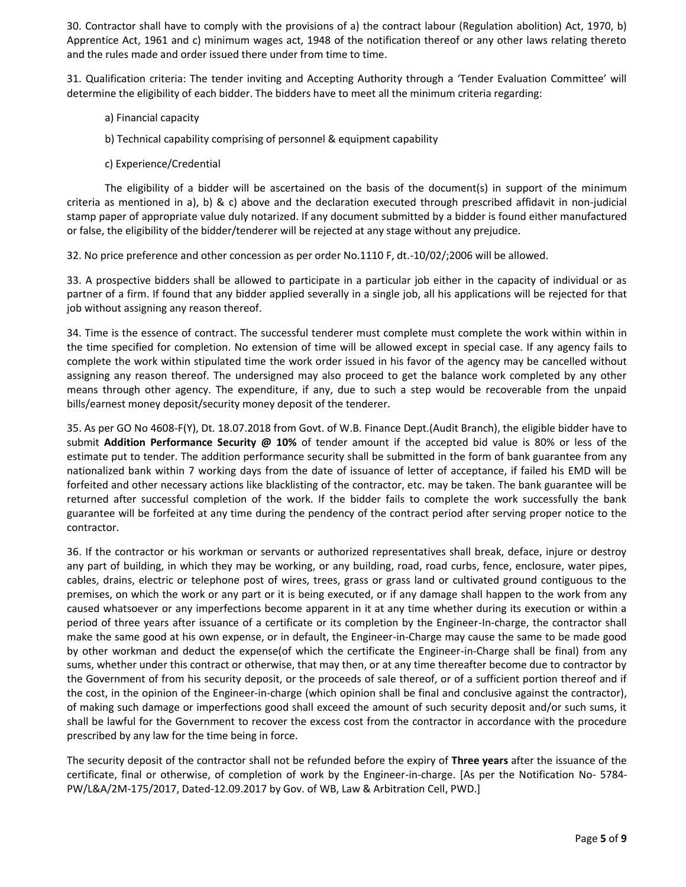30. Contractor shall have to comply with the provisions of a) the contract labour (Regulation abolition) Act, 1970, b) Apprentice Act, 1961 and c) minimum wages act, 1948 of the notification thereof or any other laws relating thereto and the rules made and order issued there under from time to time.

31. Qualification criteria: The tender inviting and Accepting Authority through a 'Tender Evaluation Committee' will determine the eligibility of each bidder. The bidders have to meet all the minimum criteria regarding:

a) Financial capacity

b) Technical capability comprising of personnel & equipment capability

c) Experience/Credential

The eligibility of a bidder will be ascertained on the basis of the document(s) in support of the minimum criteria as mentioned in a), b) & c) above and the declaration executed through prescribed affidavit in non-judicial stamp paper of appropriate value duly notarized. If any document submitted by a bidder is found either manufactured or false, the eligibility of the bidder/tenderer will be rejected at any stage without any prejudice.

32. No price preference and other concession as per order No.1110 F, dt.-10/02/;2006 will be allowed.

33. A prospective bidders shall be allowed to participate in a particular job either in the capacity of individual or as partner of a firm. If found that any bidder applied severally in a single job, all his applications will be rejected for that job without assigning any reason thereof.

34. Time is the essence of contract. The successful tenderer must complete must complete the work within within in the time specified for completion. No extension of time will be allowed except in special case. If any agency fails to complete the work within stipulated time the work order issued in his favor of the agency may be cancelled without assigning any reason thereof. The undersigned may also proceed to get the balance work completed by any other means through other agency. The expenditure, if any, due to such a step would be recoverable from the unpaid bills/earnest money deposit/security money deposit of the tenderer.

35. As per GO No 4608-F(Y), Dt. 18.07.2018 from Govt. of W.B. Finance Dept.(Audit Branch), the eligible bidder have to submit **Addition Performance Security @ 10%** of tender amount if the accepted bid value is 80% or less of the estimate put to tender. The addition performance security shall be submitted in the form of bank guarantee from any nationalized bank within 7 working days from the date of issuance of letter of acceptance, if failed his EMD will be forfeited and other necessary actions like blacklisting of the contractor, etc. may be taken. The bank guarantee will be returned after successful completion of the work. If the bidder fails to complete the work successfully the bank guarantee will be forfeited at any time during the pendency of the contract period after serving proper notice to the contractor.

36. If the contractor or his workman or servants or authorized representatives shall break, deface, injure or destroy any part of building, in which they may be working, or any building, road, road curbs, fence, enclosure, water pipes, cables, drains, electric or telephone post of wires, trees, grass or grass land or cultivated ground contiguous to the premises, on which the work or any part or it is being executed, or if any damage shall happen to the work from any caused whatsoever or any imperfections become apparent in it at any time whether during its execution or within a period of three years after issuance of a certificate or its completion by the Engineer-In-charge, the contractor shall make the same good at his own expense, or in default, the Engineer-in-Charge may cause the same to be made good by other workman and deduct the expense(of which the certificate the Engineer-in-Charge shall be final) from any sums, whether under this contract or otherwise, that may then, or at any time thereafter become due to contractor by the Government of from his security deposit, or the proceeds of sale thereof, or of a sufficient portion thereof and if the cost, in the opinion of the Engineer-in-charge (which opinion shall be final and conclusive against the contractor), of making such damage or imperfections good shall exceed the amount of such security deposit and/or such sums, it shall be lawful for the Government to recover the excess cost from the contractor in accordance with the procedure prescribed by any law for the time being in force.

The security deposit of the contractor shall not be refunded before the expiry of **Three years** after the issuance of the certificate, final or otherwise, of completion of work by the Engineer-in-charge. [As per the Notification No- 5784-PW/L&A/2M-175/2017, Dated-12.09.2017 by Gov. of WB, Law & Arbitration Cell, PWD.]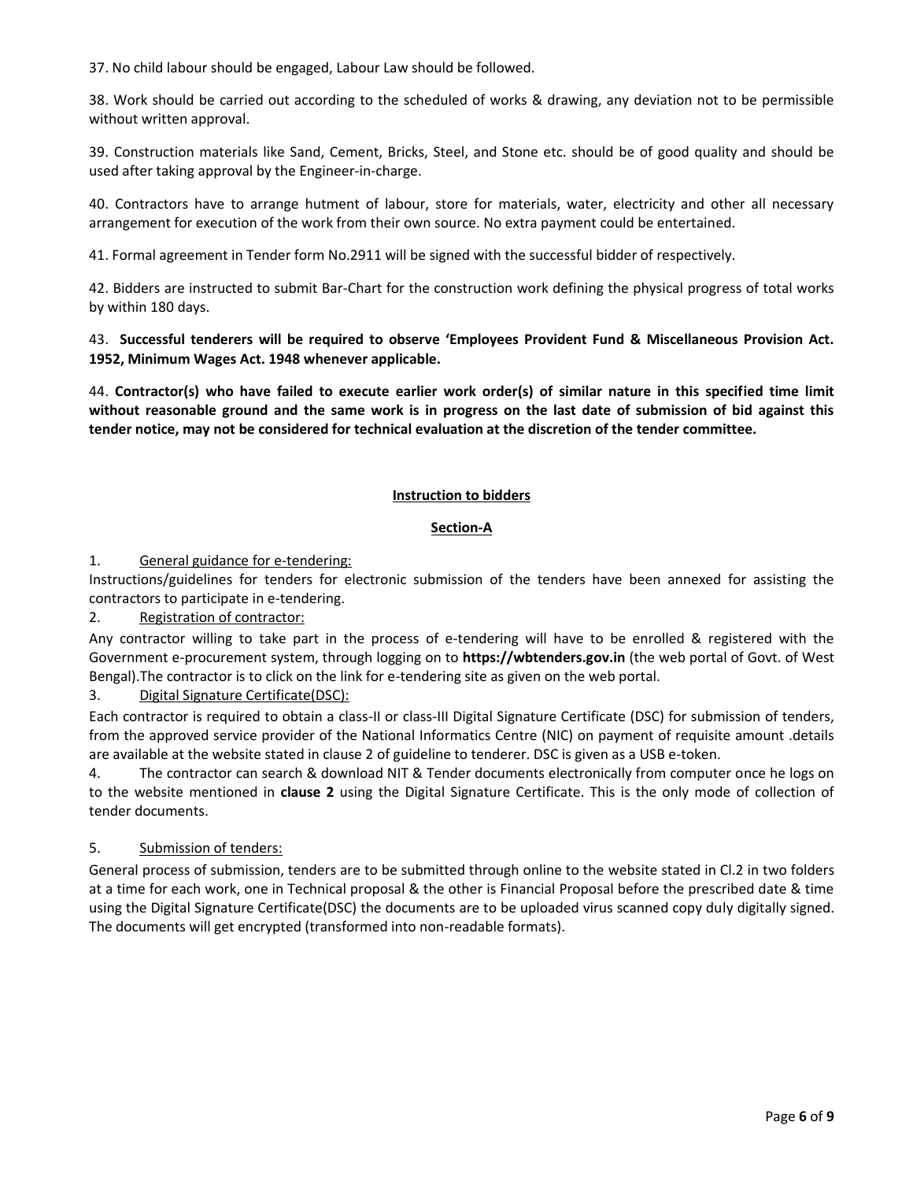37. No child labour should be engaged, Labour Law should be followed.

38. Work should be carried out according to the scheduled of works & drawing, any deviation not to be permissible without written approval.

39. Construction materials like Sand, Cement, Bricks, Steel, and Stone etc. should be of good quality and should be used after taking approval by the Engineer-in-charge.

40. Contractors have to arrange hutment of labour, store for materials, water, electricity and other all necessary arrangement for execution of the work from their own source. No extra payment could be entertained.

41. Formal agreement in Tender form No.2911 will be signed with the successful bidder of respectively.

42. Bidders are instructed to submit Bar-Chart for the construction work defining the physical progress of total works by within 180 days.

43. **Successful tenderers will be required to observe 'Employees Provident Fund & Miscellaneous Provision Act. 1952, Minimum Wages Act. 1948 whenever applicable.**

44. **Contractor(s) who have failed to execute earlier work order(s) of similar nature in this specified time limit without reasonable ground and the same work is in progress on the last date of submission of bid against this tender notice, may not be considered for technical evaluation at the discretion of the tender committee.**

## Instruction to bidders

### Section-A

1. General guidance for e-tendering:

Instructions/guidelines for tenders for electronic submission of the tenders have been annexed for assisting the contractors to participate in e-tendering.

2. Registration of contractor:

Any contractor willing to take part in the process of e-tendering will have to be enrolled & registered with the Government e-procurement system, through logging on to **https://wbtenders.gov.in** (the web portal of Govt. of West Bengal).The contractor is to click on the link for e-tendering site as given on the web portal.

3. Digital Signature Certificate(DSC):

Each contractor is required to obtain a class-II or class-III Digital Signature Certificate (DSC) for submission of tenders, from the approved service provider of the National Informatics Centre (NIC) on payment of requisite amount .details are available at the website stated in clause 2 of guideline to tenderer. DSC is given as a USB e-token.

4. The contractor can search & download NIT & Tender documents electronically from computer once he logs on to the website mentioned in **clause 2** using the Digital Signature Certificate. This is the only mode of collection of tender documents.

5. Submission of tenders:

General process of submission, tenders are to be submitted through online to the website stated in Cl.2 in two folders at a time for each work, one in Technical proposal & the other is Financial Proposal before the prescribed date & time using the Digital Signature Certificate(DSC) the documents are to be uploaded virus scanned copy duly digitally signed. The documents will get encrypted (transformed into non-readable formats).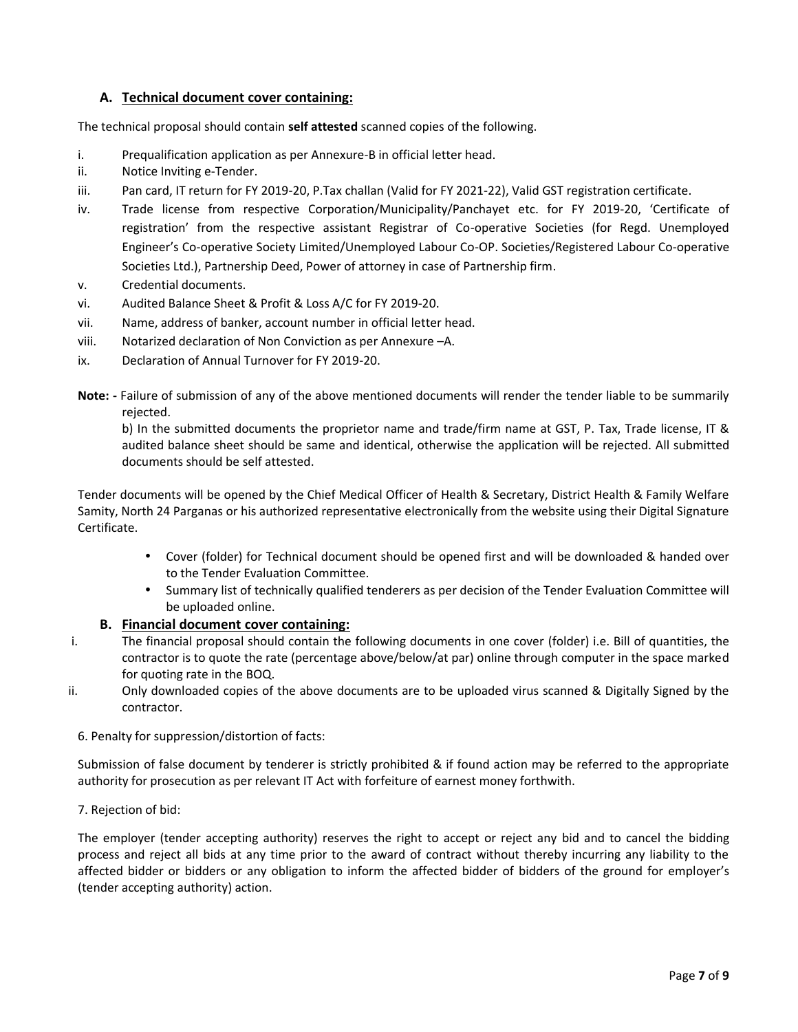### A. Technical document cover containing:

The technical proposal should contain **self attested** scanned copies of the following.

i. Prequalification application as per Annexure-B in official letter head.

ii. Notice Inviting e-Tender.

iii. Pan card, IT return for FY 2019-20, P.Tax challan (Valid for FY 2021-22), Valid GST registration certificate.

iv. Trade license from respective Corporation/Municipality/Panchayet etc. for FY 2019-20, 'Certificate of registration' from the respective assistant Registrar of Co-operative Societies (for Regd. Unemployed Engineer's Co-operative Society Limited/Unemployed Labour Co-OP. Societies/Registered Labour Co-operative Societies Ltd.), Partnership Deed, Power of attorney in case of Partnership firm.

v. Credential documents.

vi. Audited Balance Sheet & Profit & Loss A/C for FY 2019-20.

vii. Name, address of banker, account number in official letter head.

viii. Notarized declaration of Non Conviction as per Annexure –A.

ix. Declaration of Annual Turnover for FY 2019-20.

**Note: -** Failure of submission of any of the above mentioned documents will render the tender liable to be summarily rejected.

b) In the submitted documents the proprietor name and trade/firm name at GST, P. Tax, Trade license, IT & audited balance sheet should be same and identical, otherwise the application will be rejected. All submitted documents should be self attested.

Tender documents will be opened by the Chief Medical Officer of Health & Secretary, District Health & Family Welfare Samity, North 24 Parganas or his authorized representative electronically from the website using their Digital Signature Certificate.

- Cover (folder) for Technical document should be opened first and will be downloaded & handed over to the Tender Evaluation Committee.
- Summary list of technically qualified tenderers as per decision of the Tender Evaluation Committee will be uploaded online.

### B. Financial document cover containing:

i. The financial proposal should contain the following documents in one cover (folder) i.e. Bill of quantities, the contractor is to quote the rate (percentage above/below/at par) online through computer in the space marked for quoting rate in the BOQ.

ii. Only downloaded copies of the above documents are to be uploaded virus scanned & Digitally Signed by the contractor.

6. Penalty for suppression/distortion of facts:

Submission of false document by tenderer is strictly prohibited & if found action may be referred to the appropriate authority for prosecution as per relevant IT Act with forfeiture of earnest money forthwith.

7. Rejection of bid:

The employer (tender accepting authority) reserves the right to accept or reject any bid and to cancel the bidding process and reject all bids at any time prior to the award of contract without thereby incurring any liability to the affected bidder or bidders or any obligation to inform the affected bidder of bidders of the ground for employer's (tender accepting authority) action.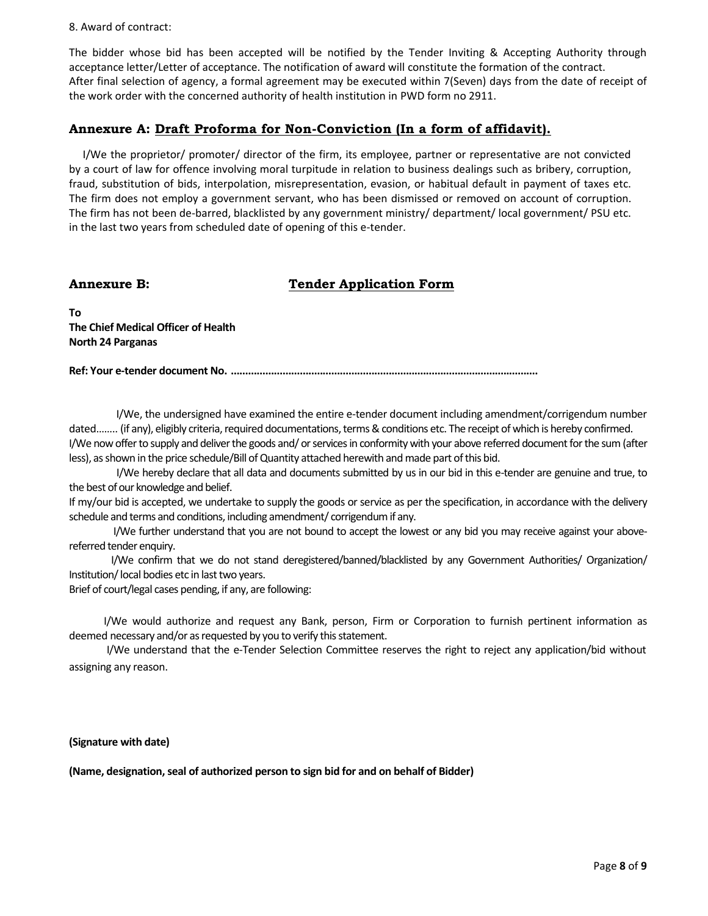8. Award of contract:

The bidder whose bid has been accepted will be notified by the Tender Inviting & Accepting Authority through acceptance letter/Letter of acceptance. The notification of award will constitute the formation of the contract.
After final selection of agency, a formal agreement may be executed within 7(Seven) days from the date of receipt of the work order with the concerned authority of health institution in PWD form no 2911.

## Annexure A: Draft Proforma for Non-Conviction (In a form of affidavit).

I/We the proprietor/ promoter/ director of the firm, its employee, partner or representative are not convicted by a court of law for offence involving moral turpitude in relation to business dealings such as bribery, corruption, fraud, substitution of bids, interpolation, misrepresentation, evasion, or habitual default in payment of taxes etc. The firm does not employ a government servant, who has been dismissed or removed on account of corruption. The firm has not been de-barred, blacklisted by any government ministry/ department/ local government/ PSU etc. in the last two years from scheduled date of opening of this e-tender.

## Annexure B: Tender Application Form

**To**
**The Chief Medical Officer of Health**
**North 24 Parganas**

**Ref: Your e-tender document No. ........................................................................................................**

I/We, the undersigned have examined the entire e-tender document including amendment/corrigendum number dated........ (if any), eligibly criteria, required documentations, terms & conditions etc. The receipt of which is hereby confirmed. I/We now offer to supply and deliver the goods and/ or services in conformity with your above referred document for the sum (after less), as shown in the price schedule/Bill of Quantity attached herewith and made part of this bid.

I/We hereby declare that all data and documents submitted by us in our bid in this e-tender are genuine and true, to the best of our knowledge and belief.

If my/our bid is accepted, we undertake to supply the goods or service as per the specification, in accordance with the delivery schedule and terms and conditions, including amendment/ corrigendum if any.

I/We further understand that you are not bound to accept the lowest or any bid you may receive against your above-referred tender enquiry.

I/We confirm that we do not stand deregistered/banned/blacklisted by any Government Authorities/ Organization/ Institution/ local bodies etc in last two years.

Brief of court/legal cases pending, if any, are following:

I/We would authorize and request any Bank, person, Firm or Corporation to furnish pertinent information as deemed necessary and/or as requested by you to verify this statement.

I/We understand that the e-Tender Selection Committee reserves the right to reject any application/bid without assigning any reason.

**(Signature with date)**

**(Name, designation, seal of authorized person to sign bid for and on behalf of Bidder)**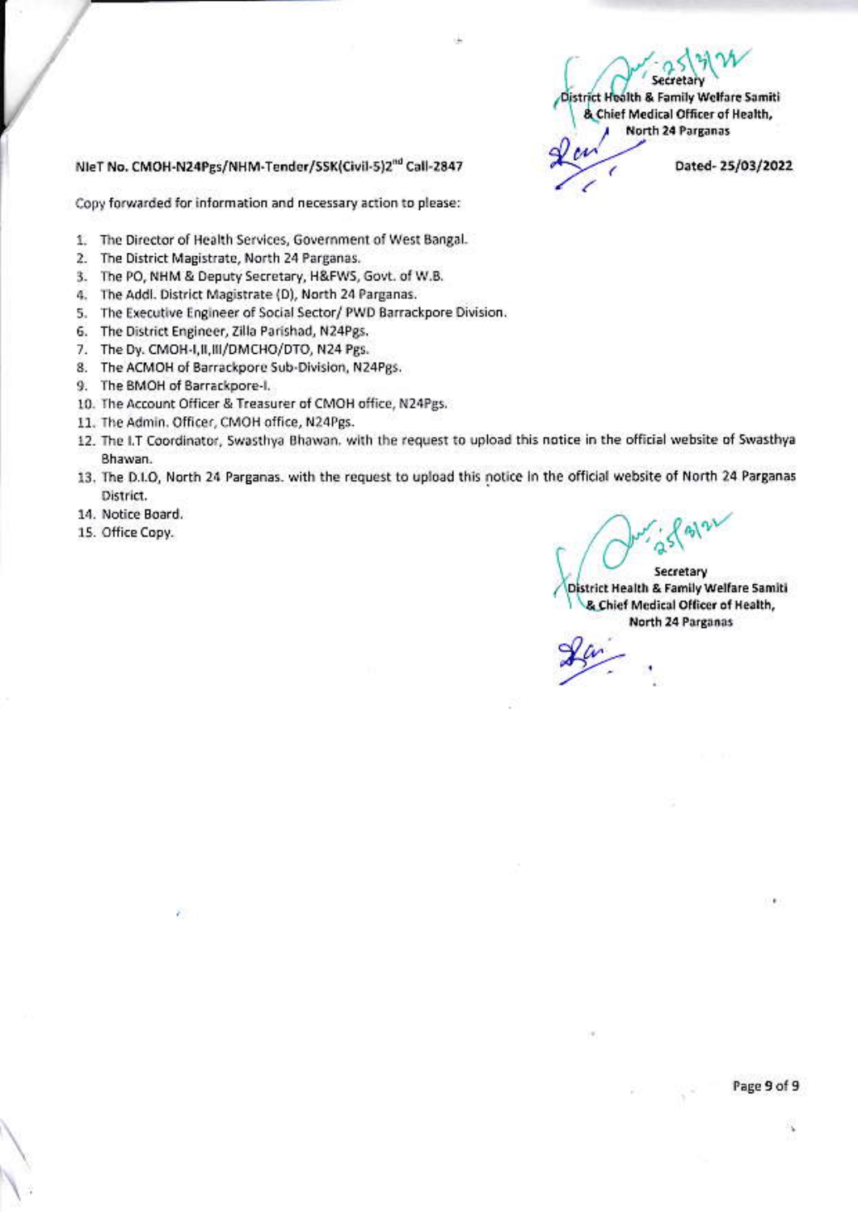Secretary
District Health & Family Welfare Samiti
& Chief Medical Officer of Health,
North 24 Parganas

NIeT No. CMOH-N24Pgs/NHM-Tender/SSK(Civil-5)2nd Call-2847

Dated- 25/03/2022

Copy forwarded for information and necessary action to please:

1. The Director of Health Services, Government of West Bangal.
2. The District Magistrate, North 24 Parganas.
3. The PO, NHM & Deputy Secretary, H&FWS, Govt. of W.B.
4. The Addl. District Magistrate (D), North 24 Parganas.
5. The Executive Engineer of Social Sector/ PWD Barrackpore Division.
6. The District Engineer, Zilla Parishad, N24Pgs.
7. The Dy. CMOH-I,II,III/DMCHO/DTO, N24 Pgs.
8. The ACMOH of Barrackpore Sub-Division, N24Pgs.
9. The BMOH of Barrackpore-I.
10. The Account Officer & Treasurer of CMOH office, N24Pgs.
11. The Admin. Officer, CMOH office, N24Pgs.
12. The I.T Coordinator, Swasthya Bhawan. with the request to upload this notice in the official website of Swasthya Bhawan.
13. The D.I.O, North 24 Parganas. with the request to upload this notice in the official website of North 24 Parganas District.
14. Notice Board.
15. Office Copy.

Secretary
District Health & Family Welfare Samiti
& Chief Medical Officer of Health,
North 24 Parganas